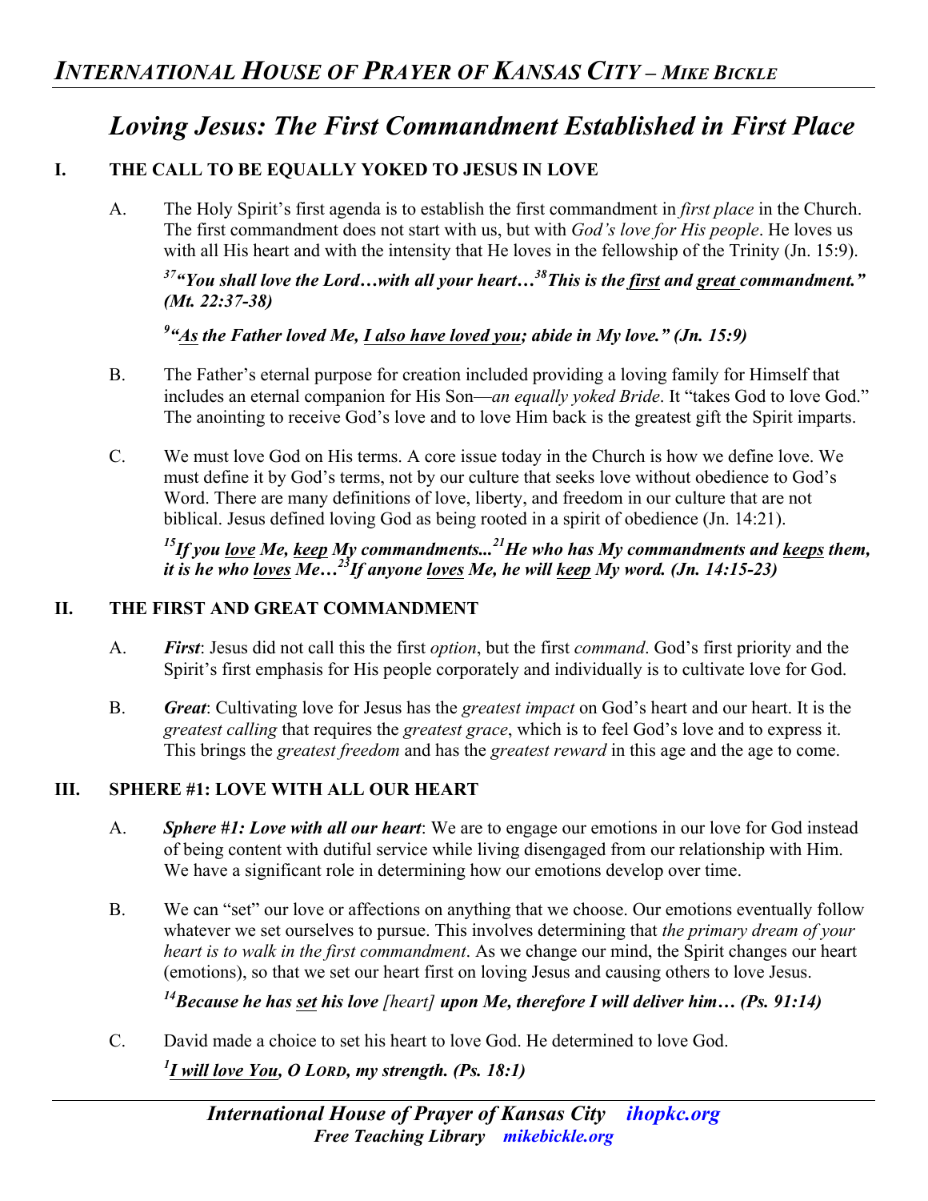# Loving Jesus: The First Commandment Established in First Place

## I. THE CALL TO BE EQUALLY YOKED TO JESUS IN LOVE

A. The Holy Spirit's first agenda is to establish the first commandment in *first place* in the Church. The first commandment does not start with us, but with *God's love for His people*. He loves us with all His heart and with the intensity that He loves in the fellowship of the Trinity (Jn. 15:9).

***[37]"You shall love the Lord…with all your heart…[38]This is the <u>first</u> and <u>great</u> commandment." (Mt. 22:37-38)***

***[9]"<u>As</u> the Father loved Me, <u>I also have loved you</u>; abide in My love." (Jn. 15:9)***

B. The Father's eternal purpose for creation included providing a loving family for Himself that includes an eternal companion for His Son—*an equally yoked Bride*. It "takes God to love God." The anointing to receive God's love and to love Him back is the greatest gift the Spirit imparts.

C. We must love God on His terms. A core issue today in the Church is how we define love. We must define it by God's terms, not by our culture that seeks love without obedience to God's Word. There are many definitions of love, liberty, and freedom in our culture that are not biblical. Jesus defined loving God as being rooted in a spirit of obedience (Jn. 14:21).

***[15]If you <u>love</u> Me, <u>keep</u> My commandments...[21]He who has My commandments and <u>keeps</u> them, it is he who <u>loves</u> Me…[23]If anyone <u>loves</u> Me, he will <u>keep</u> My word. (Jn. 14:15-23)***

## II. THE FIRST AND GREAT COMMANDMENT

A. ***First***: Jesus did not call this the first *option*, but the first *command*. God's first priority and the Spirit's first emphasis for His people corporately and individually is to cultivate love for God.

B. ***Great***: Cultivating love for Jesus has the *greatest impact* on God's heart and our heart. It is the *greatest calling* that requires the *greatest grace*, which is to feel God's love and to express it. This brings the *greatest freedom* and has the *greatest reward* in this age and the age to come.

## III. SPHERE #1: LOVE WITH ALL OUR HEART

A. ***Sphere #1: Love with all our heart***: We are to engage our emotions in our love for God instead of being content with dutiful service while living disengaged from our relationship with Him. We have a significant role in determining how our emotions develop over time.

B. We can "set" our love or affections on anything that we choose. Our emotions eventually follow whatever we set ourselves to pursue. This involves determining that *the primary dream of your heart is to walk in the first commandment*. As we change our mind, the Spirit changes our heart (emotions), so that we set our heart first on loving Jesus and causing others to love Jesus.

***[14]Because he has <u>set</u> his love*** *[heart]* ***upon Me, therefore I will deliver him… (Ps. 91:14)***

C. David made a choice to set his heart to love God. He determined to love God.

***[1]<u>I will love You</u>, O LORD, my strength. (Ps. 18:1)***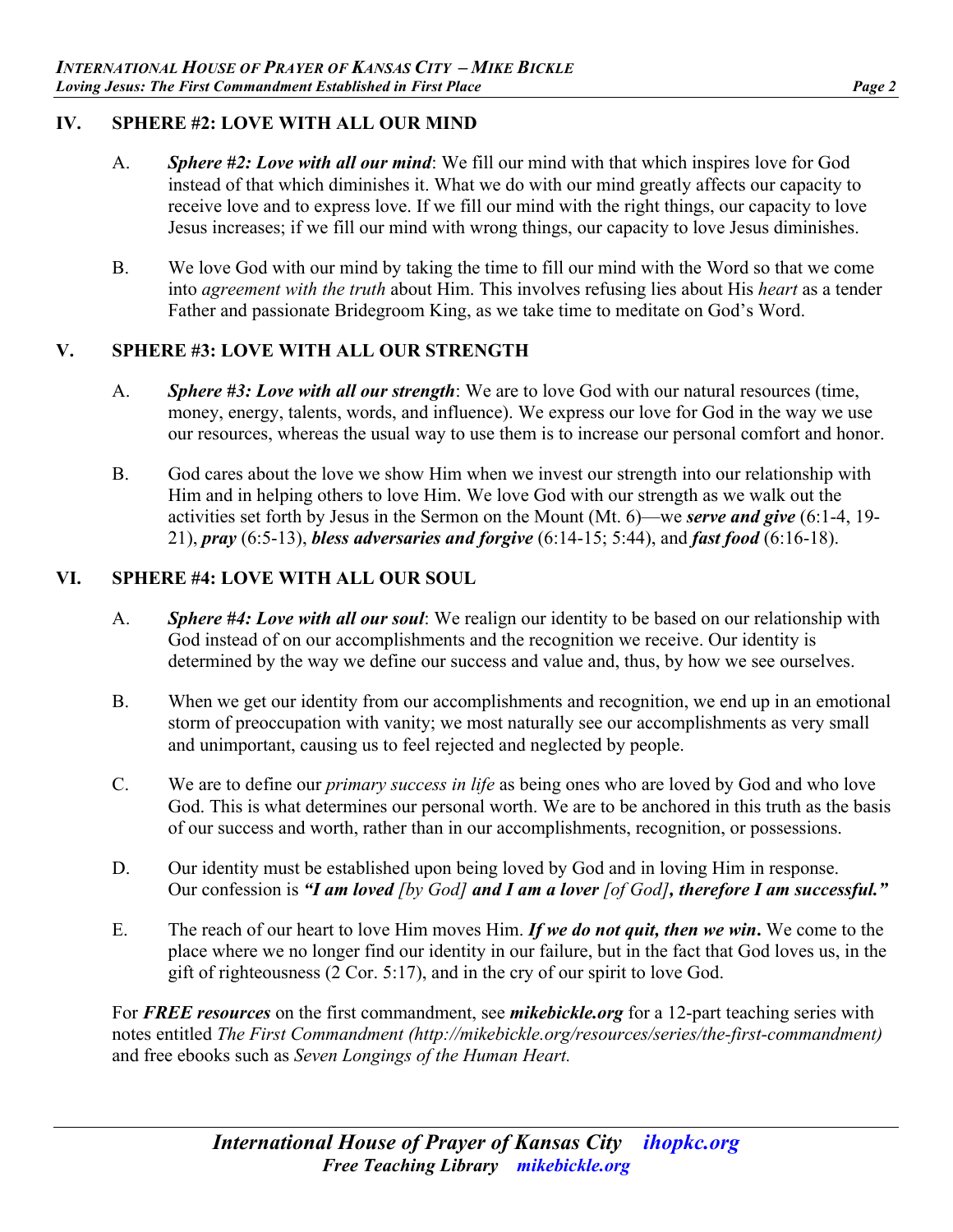## IV. SPHERE #2: LOVE WITH ALL OUR MIND

A. ***Sphere #2: Love with all our mind***: We fill our mind with that which inspires love for God instead of that which diminishes it. What we do with our mind greatly affects our capacity to receive love and to express love. If we fill our mind with the right things, our capacity to love Jesus increases; if we fill our mind with wrong things, our capacity to love Jesus diminishes.

B. We love God with our mind by taking the time to fill our mind with the Word so that we come into *agreement with the truth* about Him. This involves refusing lies about His *heart* as a tender Father and passionate Bridegroom King, as we take time to meditate on God's Word.

## V. SPHERE #3: LOVE WITH ALL OUR STRENGTH

A. ***Sphere #3: Love with all our strength***: We are to love God with our natural resources (time, money, energy, talents, words, and influence). We express our love for God in the way we use our resources, whereas the usual way to use them is to increase our personal comfort and honor.

B. God cares about the love we show Him when we invest our strength into our relationship with Him and in helping others to love Him. We love God with our strength as we walk out the activities set forth by Jesus in the Sermon on the Mount (Mt. 6)—we ***serve and give*** (6:1-4, 19-21), ***pray*** (6:5-13), ***bless adversaries and forgive*** (6:14-15; 5:44), and ***fast food*** (6:16-18).

## VI. SPHERE #4: LOVE WITH ALL OUR SOUL

A. ***Sphere #4: Love with all our soul***: We realign our identity to be based on our relationship with God instead of on our accomplishments and the recognition we receive. Our identity is determined by the way we define our success and value and, thus, by how we see ourselves.

B. When we get our identity from our accomplishments and recognition, we end up in an emotional storm of preoccupation with vanity; we most naturally see our accomplishments as very small and unimportant, causing us to feel rejected and neglected by people.

C. We are to define our *primary success in life* as being ones who are loved by God and who love God. This is what determines our personal worth. We are to be anchored in this truth as the basis of our success and worth, rather than in our accomplishments, recognition, or possessions.

D. Our identity must be established upon being loved by God and in loving Him in response. Our confession is ***"I am loved** [by God] **and I am a lover** [of God]**, therefore I am successful."***

E. The reach of our heart to love Him moves Him. ***If we do not quit, then we win*.** We come to the place where we no longer find our identity in our failure, but in the fact that God loves us, in the gift of righteousness (2 Cor. 5:17), and in the cry of our spirit to love God.

For ***FREE resources*** on the first commandment, see ***mikebickle.org*** for a 12-part teaching series with notes entitled *The First Commandment (http://mikebickle.org/resources/series/the-first-commandment)* and free ebooks such as *Seven Longings of the Human Heart.*